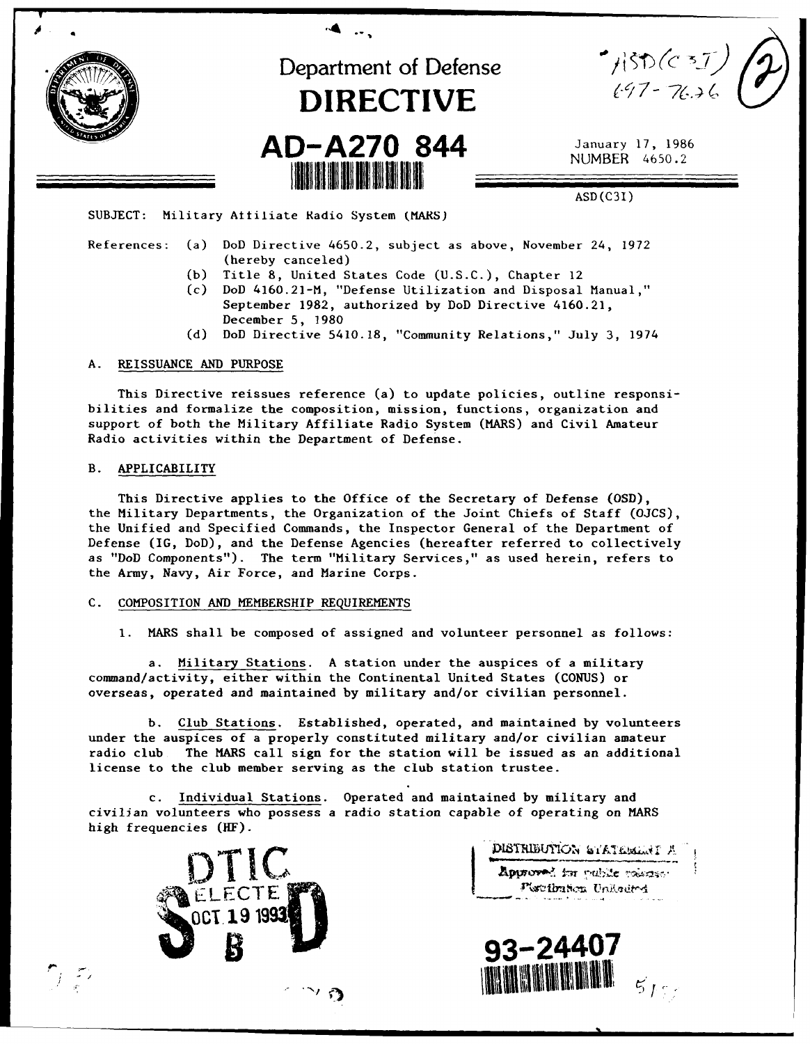# Department of Defense
# DIRECTIVE

AD-A270 844

January 17, 1986
NUMBER 4650.2

ASD(C3I)

SUBJECT: Military Affiliate Radio System (MARS)

References:
- (a) DoD Directive 4650.2, subject as above, November 24, 1972 (hereby canceled)
- (b) Title 8, United States Code (U.S.C.), Chapter 12
- (c) DoD 4160.21-M, "Defense Utilization and Disposal Manual," September 1982, authorized by DoD Directive 4160.21, December 5, 1980
- (d) DoD Directive 5410.18, "Community Relations," July 3, 1974

## A. REISSUANCE AND PURPOSE

This Directive reissues reference (a) to update policies, outline responsibilities and formalize the composition, mission, functions, organization and support of both the Military Affiliate Radio System (MARS) and Civil Amateur Radio activities within the Department of Defense.

## B. APPLICABILITY

This Directive applies to the Office of the Secretary of Defense (OSD), the Military Departments, the Organization of the Joint Chiefs of Staff (OJCS), the Unified and Specified Commands, the Inspector General of the Department of Defense (IG, DoD), and the Defense Agencies (hereafter referred to collectively as "DoD Components"). The term "Military Services," as used herein, refers to the Army, Navy, Air Force, and Marine Corps.

## C. COMPOSITION AND MEMBERSHIP REQUIREMENTS

1. MARS shall be composed of assigned and volunteer personnel as follows:

   a. Military Stations. A station under the auspices of a military command/activity, either within the Continental United States (CONUS) or overseas, operated and maintained by military and/or civilian personnel.

   b. Club Stations. Established, operated, and maintained by volunteers under the auspices of a properly constituted military and/or civilian amateur radio club The MARS call sign for the station will be issued as an additional license to the club member serving as the club station trustee.

   c. Individual Stations. Operated and maintained by military and civilian volunteers who possess a radio station capable of operating on MARS high frequencies (HF).

DTIC ELECTE OCT 19 1993

DISTRIBUTION STATEMENT A
Approved for public release;
Distribution Unlimited

93-24407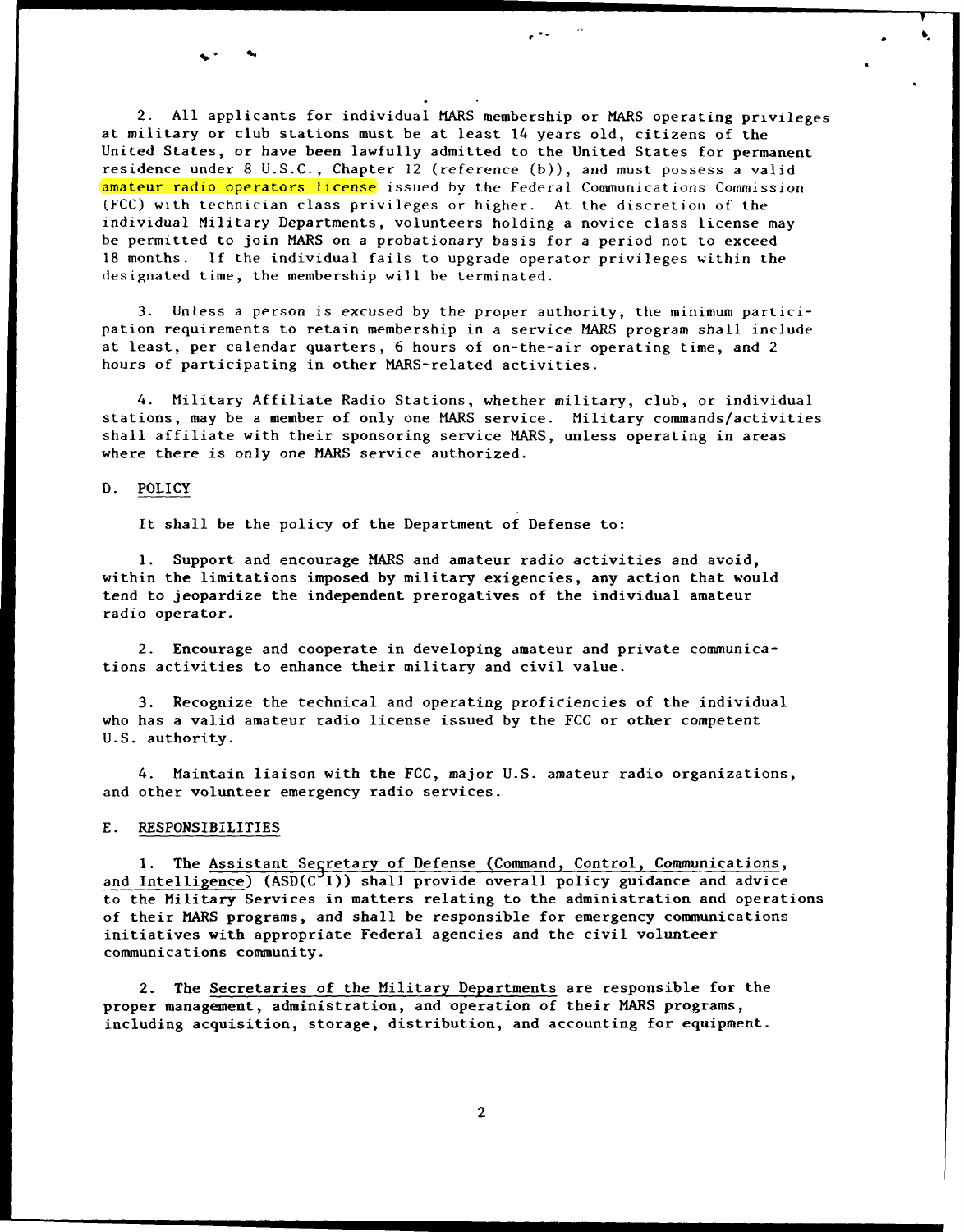2. All applicants for individual MARS membership or MARS operating privileges at military or club stations must be at least 14 years old, citizens of the United States, or have been lawfully admitted to the United States for permanent residence under 8 U.S.C., Chapter 12 (reference (b)), and must possess a valid amateur radio operators license issued by the Federal Communications Commission (FCC) with technician class privileges or higher. At the discretion of the individual Military Departments, volunteers holding a novice class license may be permitted to join MARS on a probationary basis for a period not to exceed 18 months. If the individual fails to upgrade operator privileges within the designated time, the membership will be terminated.

3. Unless a person is excused by the proper authority, the minimum participation requirements to retain membership in a service MARS program shall include at least, per calendar quarters, 6 hours of on-the-air operating time, and 2 hours of participating in other MARS-related activities.

4. Military Affiliate Radio Stations, whether military, club, or individual stations, may be a member of only one MARS service. Military commands/activities shall affiliate with their sponsoring service MARS, unless operating in areas where there is only one MARS service authorized.

## D. POLICY

It shall be the policy of the Department of Defense to:

1. Support and encourage MARS and amateur radio activities and avoid, within the limitations imposed by military exigencies, any action that would tend to jeopardize the independent prerogatives of the individual amateur radio operator.

2. Encourage and cooperate in developing amateur and private communications activities to enhance their military and civil value.

3. Recognize the technical and operating proficiencies of the individual who has a valid amateur radio license issued by the FCC or other competent U.S. authority.

4. Maintain liaison with the FCC, major U.S. amateur radio organizations, and other volunteer emergency radio services.

## E. RESPONSIBILITIES

1. The Assistant Secretary of Defense (Command, Control, Communications, and Intelligence) ($ASD(C^3I)$) shall provide overall policy guidance and advice to the Military Services in matters relating to the administration and operations of their MARS programs, and shall be responsible for emergency communications initiatives with appropriate Federal agencies and the civil volunteer communications community.

2. The Secretaries of the Military Departments are responsible for the proper management, administration, and operation of their MARS programs, including acquisition, storage, distribution, and accounting for equipment.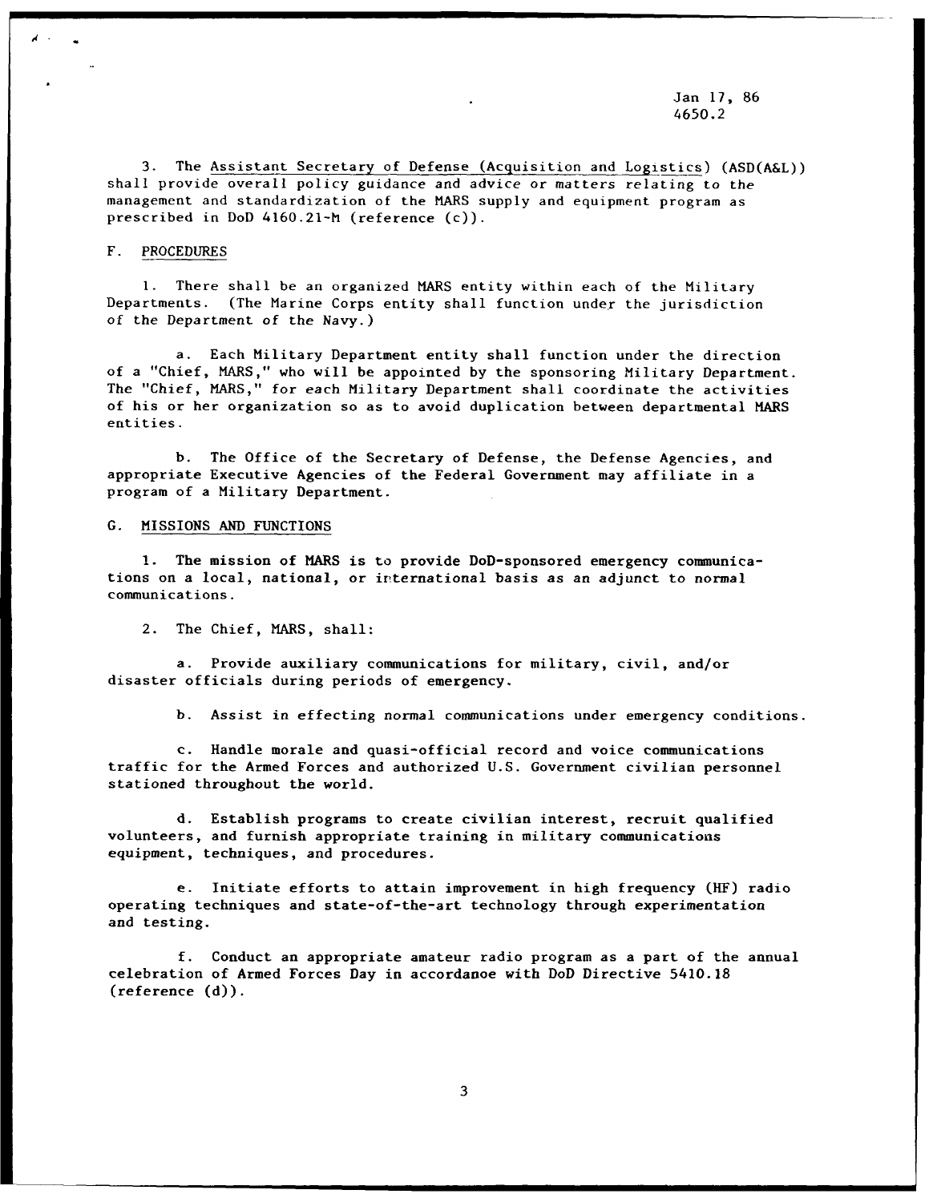3. The Assistant Secretary of Defense (Acquisition and Logistics) (ASD(A&L)) shall provide overall policy guidance and advice or matters relating to the management and standardization of the MARS supply and equipment program as prescribed in DoD 4160.21-M (reference (c)).

## F. PROCEDURES

1. There shall be an organized MARS entity within each of the Military Departments. (The Marine Corps entity shall function under the jurisdiction of the Department of the Navy.)

a. Each Military Department entity shall function under the direction of a "Chief, MARS," who will be appointed by the sponsoring Military Department. The "Chief, MARS," for each Military Department shall coordinate the activities of his or her organization so as to avoid duplication between departmental MARS entities.

b. The Office of the Secretary of Defense, the Defense Agencies, and appropriate Executive Agencies of the Federal Government may affiliate in a program of a Military Department.

## G. MISSIONS AND FUNCTIONS

1. The mission of MARS is to provide DoD-sponsored emergency communications on a local, national, or international basis as an adjunct to normal communications.

2. The Chief, MARS, shall:

a. Provide auxiliary communications for military, civil, and/or disaster officials during periods of emergency.

b. Assist in effecting normal communications under emergency conditions.

c. Handle morale and quasi-official record and voice communications traffic for the Armed Forces and authorized U.S. Government civilian personnel stationed throughout the world.

d. Establish programs to create civilian interest, recruit qualified volunteers, and furnish appropriate training in military communications equipment, techniques, and procedures.

e. Initiate efforts to attain improvement in high frequency (HF) radio operating techniques and state-of-the-art technology through experimentation and testing.

f. Conduct an appropriate amateur radio program as a part of the annual celebration of Armed Forces Day in accordanoe with DoD Directive 5410.18 (reference (d)).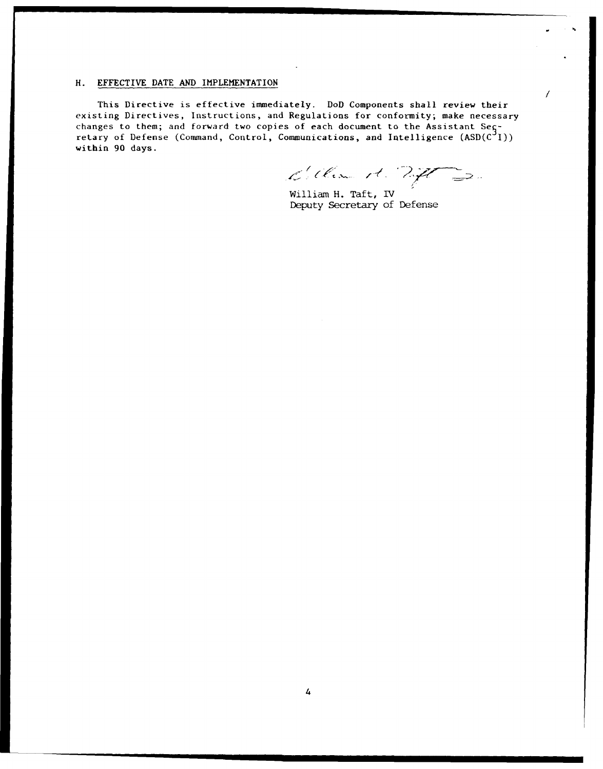## H. EFFECTIVE DATE AND IMPLEMENTATION

This Directive is effective immediately. DoD Components shall review their existing Directives, Instructions, and Regulations for conformity; make necessary changes to them; and forward two copies of each document to the Assistant Secretary of Defense (Command, Control, Communications, and Intelligence (ASD($C^3I$)) within 90 days.

William H. Taft, IV
Deputy Secretary of Defense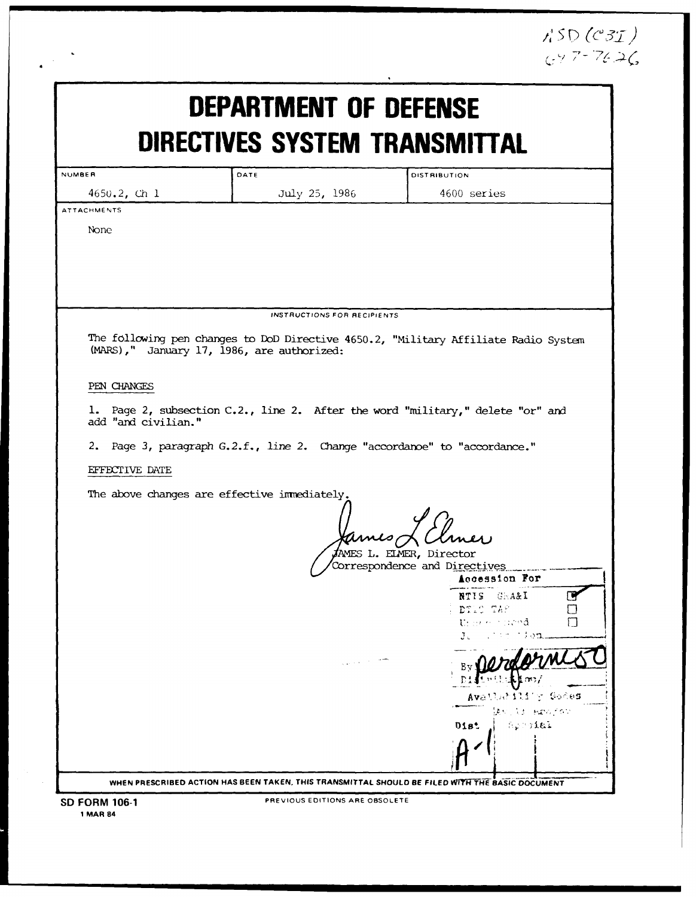ASD (C3I)
697-7626

# DEPARTMENT OF DEFENSE
# DIRECTIVES SYSTEM TRANSMITTAL

| NUMBER | DATE | DISTRIBUTION |
|---|---|---|
| 4650.2, Ch 1 | July 25, 1986 | 4600 series |

ATTACHMENTS

None

INSTRUCTIONS FOR RECIPIENTS

The following pen changes to DoD Directive 4650.2, "Military Affiliate Radio System (MARS)," January 17, 1986, are authorized:

PEN CHANGES

1. Page 2, subsection C.2., line 2. After the word "military," delete "or" and add "and civilian."

2. Page 3, paragraph G.2.f., line 2. Change "accordanoe" to "accordance."

EFFECTIVE DATE

The above changes are effective immediately.

James L. Elmer

JAMES L. ELMER, Director
Correspondence and Directives

| Accession For | |
|---|---|
| NTIS GRA&I | ☑ |
| DTIC TAB | ☐ |
| Unannounced | ☐ |
| Justification | |
| By performs 50 | |
| Distribution/ | |
| Availability Codes | |
| Dist | Avail and/or Special |
| A-1 | |

WHEN PRESCRIBED ACTION HAS BEEN TAKEN, THIS TRANSMITTAL SHOULD BE FILED WITH THE BASIC DOCUMENT

SD FORM 106-1
1 MAR 84

PREVIOUS EDITIONS ARE OBSOLETE